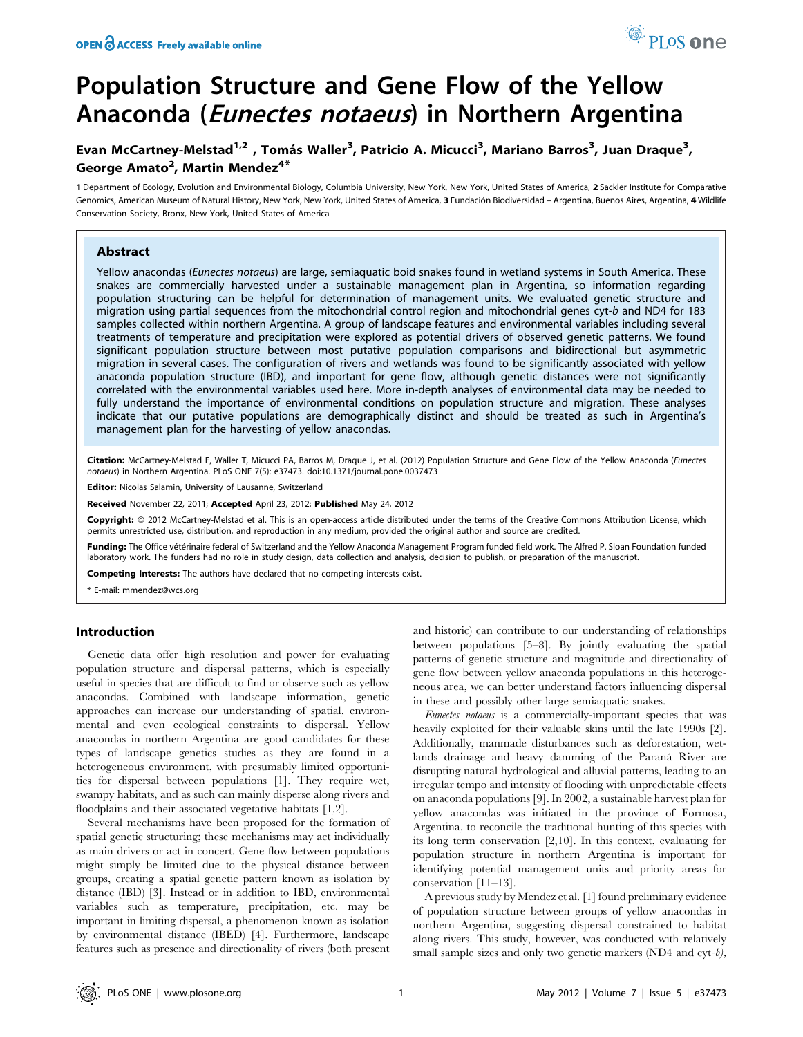# Population Structure and Gene Flow of the Yellow Anaconda (*Eunectes notaeus*) in Northern Argentina

**Evan McCartney-Melstad[1,2], Tomás Waller[3], Patricio A. Micucci[3], Mariano Barros[3], Juan Draque[3], George Amato[2], Martin Mendez[4]***

1 Department of Ecology, Evolution and Environmental Biology, Columbia University, New York, New York, United States of America, 2 Sackler Institute for Comparative Genomics, American Museum of Natural History, New York, New York, United States of America, 3 Fundación Biodiversidad – Argentina, Buenos Aires, Argentina, 4 Wildlife Conservation Society, Bronx, New York, United States of America

## Abstract

Yellow anacondas (*Eunectes notaeus*) are large, semiaquatic boid snakes found in wetland systems in South America. These snakes are commercially harvested under a sustainable management plan in Argentina, so information regarding population structuring can be helpful for determination of management units. We evaluated genetic structure and migration using partial sequences from the mitochondrial control region and mitochondrial genes cyt-*b* and ND4 for 183 samples collected within northern Argentina. A group of landscape features and environmental variables including several treatments of temperature and precipitation were explored as potential drivers of observed genetic patterns. We found significant population structure between most putative population comparisons and bidirectional but asymmetric migration in several cases. The configuration of rivers and wetlands was found to be significantly associated with yellow anaconda population structure (IBD), and important for gene flow, although genetic distances were not significantly correlated with the environmental variables used here. More in-depth analyses of environmental data may be needed to fully understand the importance of environmental conditions on population structure and migration. These analyses indicate that our putative populations are demographically distinct and should be treated as such in Argentina's management plan for the harvesting of yellow anacondas.

**Citation:** McCartney-Melstad E, Waller T, Micucci PA, Barros M, Draque J, et al. (2012) Population Structure and Gene Flow of the Yellow Anaconda (*Eunectes notaeus*) in Northern Argentina. PLoS ONE 7(5): e37473. doi:10.1371/journal.pone.0037473

**Editor:** Nicolas Salamin, University of Lausanne, Switzerland

**Received** November 22, 2011; **Accepted** April 23, 2012; **Published** May 24, 2012

**Copyright:** © 2012 McCartney-Melstad et al. This is an open-access article distributed under the terms of the Creative Commons Attribution License, which permits unrestricted use, distribution, and reproduction in any medium, provided the original author and source are credited.

**Funding:** The Office vétérinaire federal of Switzerland and the Yellow Anaconda Management Program funded field work. The Alfred P. Sloan Foundation funded laboratory work. The funders had no role in study design, data collection and analysis, decision to publish, or preparation of the manuscript.

**Competing Interests:** The authors have declared that no competing interests exist.

\* E-mail: mmendez@wcs.org

## Introduction

Genetic data offer high resolution and power for evaluating population structure and dispersal patterns, which is especially useful in species that are difficult to find or observe such as yellow anacondas. Combined with landscape information, genetic approaches can increase our understanding of spatial, environmental and even ecological constraints to dispersal. Yellow anacondas in northern Argentina are good candidates for these types of landscape genetics studies as they are found in a heterogeneous environment, with presumably limited opportunities for dispersal between populations [1]. They require wet, swampy habitats, and as such can mainly disperse along rivers and floodplains and their associated vegetative habitats [1,2].

Several mechanisms have been proposed for the formation of spatial genetic structuring; these mechanisms may act individually as main drivers or act in concert. Gene flow between populations might simply be limited due to the physical distance between groups, creating a spatial genetic pattern known as isolation by distance (IBD) [3]. Instead or in addition to IBD, environmental variables such as temperature, precipitation, etc. may be important in limiting dispersal, a phenomenon known as isolation by environmental distance (IBED) [4]. Furthermore, landscape features such as presence and directionality of rivers (both present and historic) can contribute to our understanding of relationships between populations [5–8]. By jointly evaluating the spatial patterns of genetic structure and magnitude and directionality of gene flow between yellow anaconda populations in this heterogeneous area, we can better understand factors influencing dispersal in these and possibly other large semiaquatic snakes.

*Eunectes notaeus* is a commercially-important species that was heavily exploited for their valuable skins until the late 1990s [2]. Additionally, manmade disturbances such as deforestation, wetlands drainage and heavy damming of the Paraná River are disrupting natural hydrological and alluvial patterns, leading to an irregular tempo and intensity of flooding with unpredictable effects on anaconda populations [9]. In 2002, a sustainable harvest plan for yellow anacondas was initiated in the province of Formosa, Argentina, to reconcile the traditional hunting of this species with its long term conservation [2,10]. In this context, evaluating for population structure in northern Argentina is important for identifying potential management units and priority areas for conservation [11–13].

A previous study by Mendez et al. [1] found preliminary evidence of population structure between groups of yellow anacondas in northern Argentina, suggesting dispersal constrained to habitat along rivers. This study, however, was conducted with relatively small sample sizes and only two genetic markers (ND4 and cyt-*b*),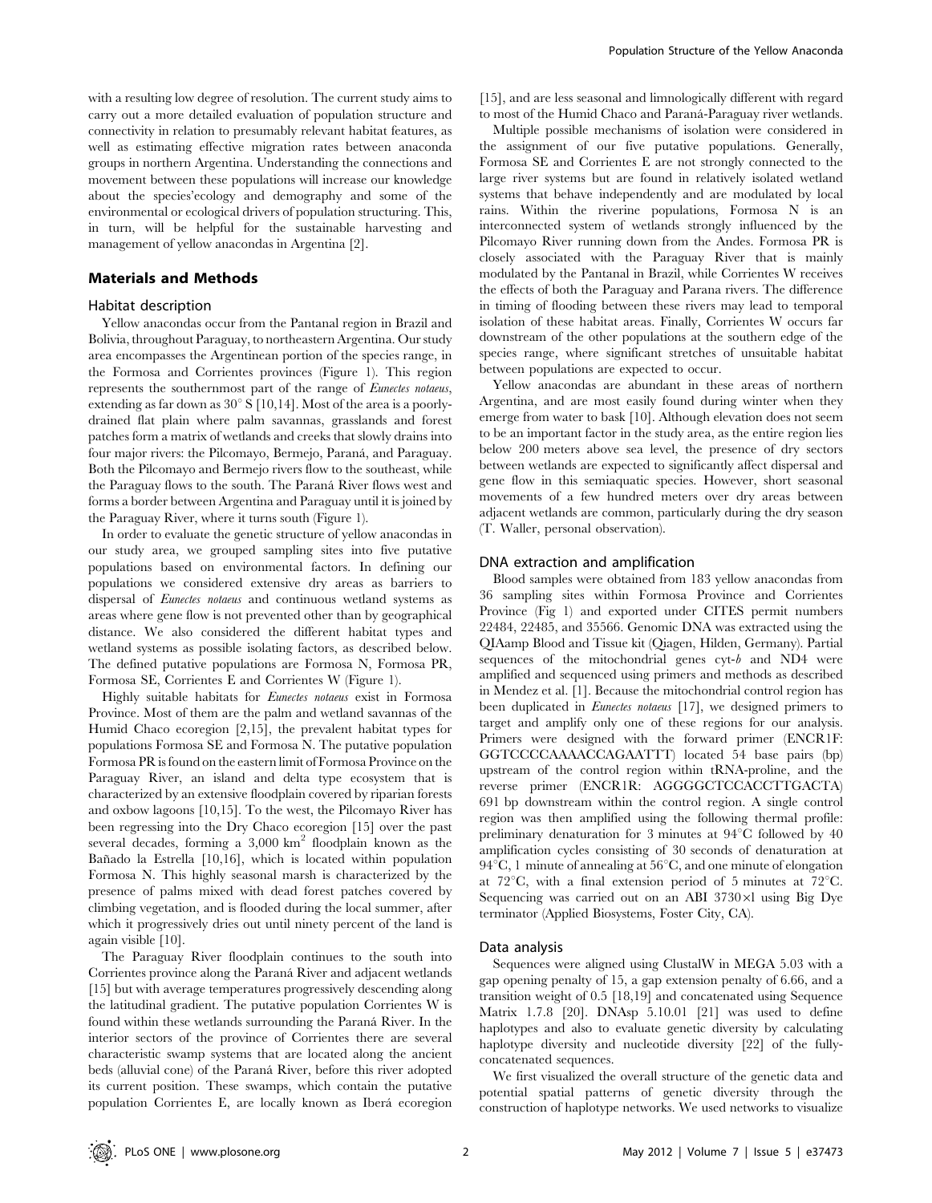with a resulting low degree of resolution. The current study aims to carry out a more detailed evaluation of population structure and connectivity in relation to presumably relevant habitat features, as well as estimating effective migration rates between anaconda groups in northern Argentina. Understanding the connections and movement between these populations will increase our knowledge about the species'ecology and demography and some of the environmental or ecological drivers of population structuring. This, in turn, will be helpful for the sustainable harvesting and management of yellow anacondas in Argentina [2].

## Materials and Methods

### Habitat description

Yellow anacondas occur from the Pantanal region in Brazil and Bolivia, throughout Paraguay, to northeastern Argentina. Our study area encompasses the Argentinean portion of the species range, in the Formosa and Corrientes provinces (Figure 1). This region represents the southernmost part of the range of *Eunectes notaeus*, extending as far down as 30° S [10,14]. Most of the area is a poorly-drained flat plain where palm savannas, grasslands and forest patches form a matrix of wetlands and creeks that slowly drains into four major rivers: the Pilcomayo, Bermejo, Paraná, and Paraguay. Both the Pilcomayo and Bermejo rivers flow to the southeast, while the Paraguay flows to the south. The Paraná River flows west and forms a border between Argentina and Paraguay until it is joined by the Paraguay River, where it turns south (Figure 1).

In order to evaluate the genetic structure of yellow anacondas in our study area, we grouped sampling sites into five putative populations based on environmental factors. In defining our populations we considered extensive dry areas as barriers to dispersal of *Eunectes notaeus* and continuous wetland systems as areas where gene flow is not prevented other than by geographical distance. We also considered the different habitat types and wetland systems as possible isolating factors, as described below. The defined putative populations are Formosa N, Formosa PR, Formosa SE, Corrientes E and Corrientes W (Figure 1).

Highly suitable habitats for *Eunectes notaeus* exist in Formosa Province. Most of them are the palm and wetland savannas of the Humid Chaco ecoregion [2,15], the prevalent habitat types for populations Formosa SE and Formosa N. The putative population Formosa PR is found on the eastern limit of Formosa Province on the Paraguay River, an island and delta type ecosystem that is characterized by an extensive floodplain covered by riparian forests and oxbow lagoons [10,15]. To the west, the Pilcomayo River has been regressing into the Dry Chaco ecoregion [15] over the past several decades, forming a 3,000 $km^2$ floodplain known as the Bañado la Estrella [10,16], which is located within population Formosa N. This highly seasonal marsh is characterized by the presence of palms mixed with dead forest patches covered by climbing vegetation, and is flooded during the local summer, after which it progressively dries out until ninety percent of the land is again visible [10].

The Paraguay River floodplain continues to the south into Corrientes province along the Paraná River and adjacent wetlands [15] but with average temperatures progressively descending along the latitudinal gradient. The putative population Corrientes W is found within these wetlands surrounding the Paraná River. In the interior sectors of the province of Corrientes there are several characteristic swamp systems that are located along the ancient beds (alluvial cone) of the Paraná River, before this river adopted its current position. These swamps, which contain the putative population Corrientes E, are locally known as Iberá ecoregion [15], and are less seasonal and limnologically different with regard to most of the Humid Chaco and Paraná-Paraguay river wetlands.

Multiple possible mechanisms of isolation were considered in the assignment of our five putative populations. Generally, Formosa SE and Corrientes E are not strongly connected to the large river systems but are found in relatively isolated wetland systems that behave independently and are modulated by local rains. Within the riverine populations, Formosa N is an interconnected system of wetlands strongly influenced by the Pilcomayo River running down from the Andes. Formosa PR is closely associated with the Paraguay River that is mainly modulated by the Pantanal in Brazil, while Corrientes W receives the effects of both the Paraguay and Parana rivers. The difference in timing of flooding between these rivers may lead to temporal isolation of these habitat areas. Finally, Corrientes W occurs far downstream of the other populations at the southern edge of the species range, where significant stretches of unsuitable habitat between populations are expected to occur.

Yellow anacondas are abundant in these areas of northern Argentina, and are most easily found during winter when they emerge from water to bask [10]. Although elevation does not seem to be an important factor in the study area, as the entire region lies below 200 meters above sea level, the presence of dry sectors between wetlands are expected to significantly affect dispersal and gene flow in this semiaquatic species. However, short seasonal movements of a few hundred meters over dry areas between adjacent wetlands are common, particularly during the dry season (T. Waller, personal observation).

### DNA extraction and amplification

Blood samples were obtained from 183 yellow anacondas from 36 sampling sites within Formosa Province and Corrientes Province (Fig 1) and exported under CITES permit numbers 22484, 22485, and 35566. Genomic DNA was extracted using the QIAamp Blood and Tissue kit (Qiagen, Hilden, Germany). Partial sequences of the mitochondrial genes cyt-*b* and ND4 were amplified and sequenced using primers and methods as described in Mendez et al. [1]. Because the mitochondrial control region has been duplicated in *Eunectes notaeus* [17], we designed primers to target and amplify only one of these regions for our analysis. Primers were designed with the forward primer (ENCR1F: GGTCCCCAAAACCAGAATTT) located 54 base pairs (bp) upstream of the control region within tRNA-proline, and the reverse primer (ENCR1R: AGGGGCTCCACCTTGACTA) 691 bp downstream within the control region. A single control region was then amplified using the following thermal profile: preliminary denaturation for 3 minutes at 94°C followed by 40 amplification cycles consisting of 30 seconds of denaturation at 94°C, 1 minute of annealing at 56°C, and one minute of elongation at 72°C, with a final extension period of 5 minutes at 72°C. Sequencing was carried out on an ABI 3730×l using Big Dye terminator (Applied Biosystems, Foster City, CA).

### Data analysis

Sequences were aligned using ClustalW in MEGA 5.03 with a gap opening penalty of 15, a gap extension penalty of 6.66, and a transition weight of 0.5 [18,19] and concatenated using Sequence Matrix 1.7.8 [20]. DNAsp 5.10.01 [21] was used to define haplotypes and also to evaluate genetic diversity by calculating haplotype diversity and nucleotide diversity [22] of the fully-concatenated sequences.

We first visualized the overall structure of the genetic data and potential spatial patterns of genetic diversity through the construction of haplotype networks. We used networks to visualize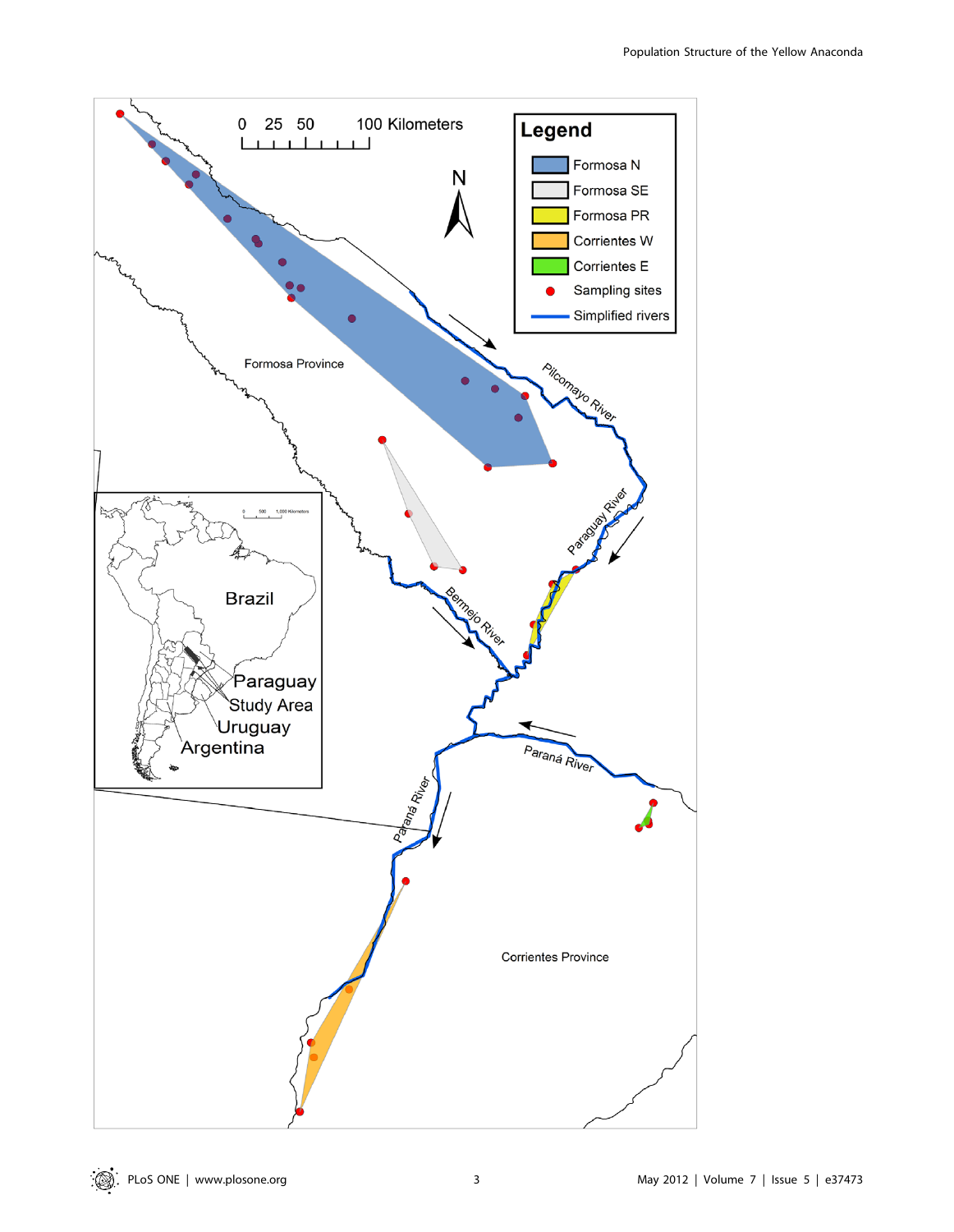0 25 50 100 Kilometers

N

**Legend**

- Formosa N
- Formosa SE
- Formosa PR
- Corrientes W
- Corrientes E
- Sampling sites
- Simplified rivers

Formosa Province

Pilcomayo River

Paraguay River

Bermejo River

Paraná River

Paraná River

Corrientes Province

Brazil

Paraguay

Study Area

Uruguay

Argentina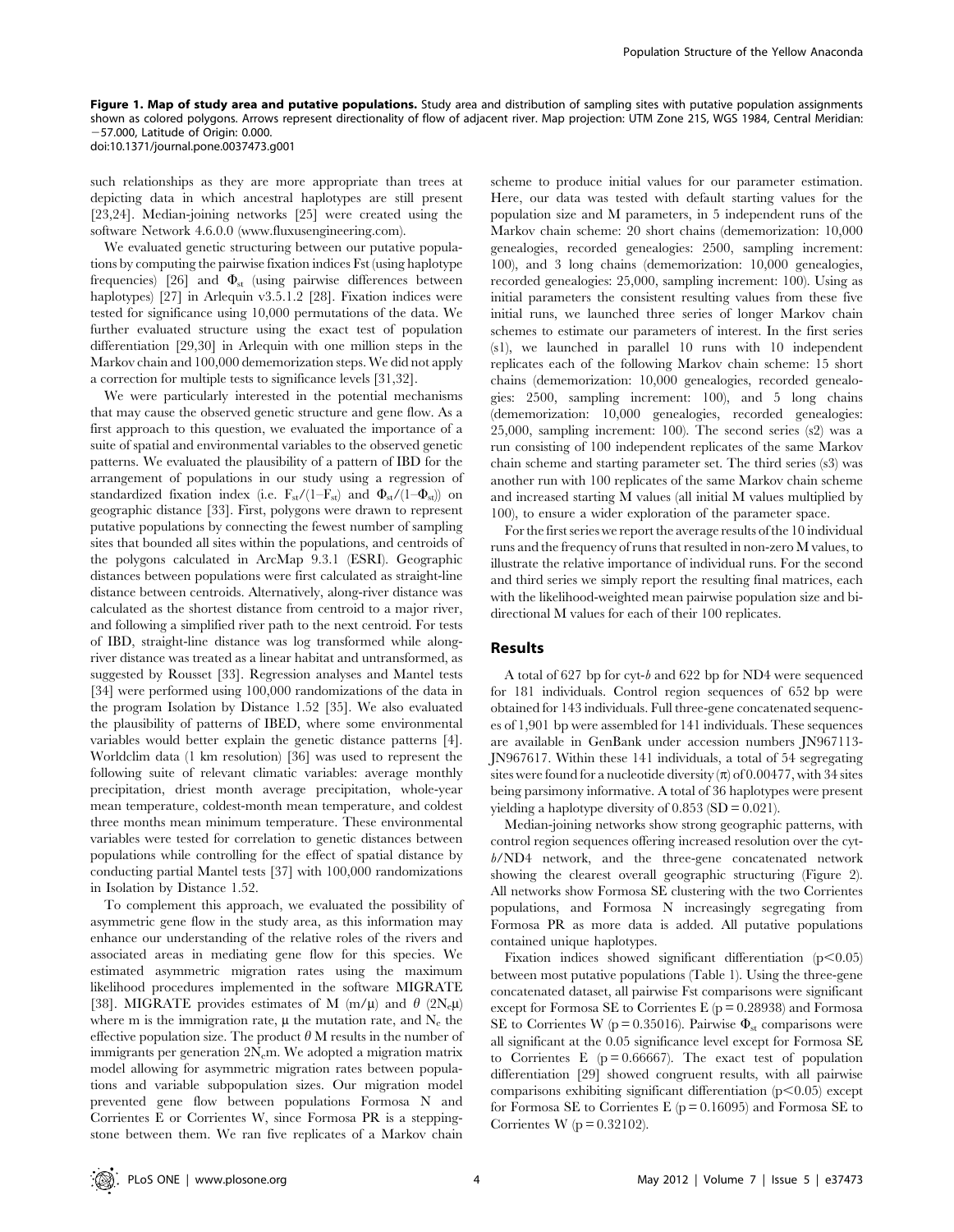**Figure 1. Map of study area and putative populations.** Study area and distribution of sampling sites with putative population assignments shown as colored polygons. Arrows represent directionality of flow of adjacent river. Map projection: UTM Zone 21S, WGS 1984, Central Meridian: −57.000, Latitude of Origin: 0.000.
doi:10.1371/journal.pone.0037473.g001

such relationships as they are more appropriate than trees at depicting data in which ancestral haplotypes are still present [23,24]. Median-joining networks [25] were created using the software Network 4.6.0.0 (www.fluxusengineering.com).

We evaluated genetic structuring between our putative populations by computing the pairwise fixation indices Fst (using haplotype frequencies) [26] and $\Phi_{st}$ (using pairwise differences between haplotypes) [27] in Arlequin v3.5.1.2 [28]. Fixation indices were tested for significance using 10,000 permutations of the data. We further evaluated structure using the exact test of population differentiation [29,30] in Arlequin with one million steps in the Markov chain and 100,000 dememorization steps. We did not apply a correction for multiple tests to significance levels [31,32].

We were particularly interested in the potential mechanisms that may cause the observed genetic structure and gene flow. As a first approach to this question, we evaluated the importance of a suite of spatial and environmental variables to the observed genetic patterns. We evaluated the plausibility of a pattern of IBD for the arrangement of populations in our study using a regression of standardized fixation index (i.e. $F_{st}/(1-F_{st})$ and $\Phi_{st}/(1-\Phi_{st})$) on geographic distance [33]. First, polygons were drawn to represent putative populations by connecting the fewest number of sampling sites that bounded all sites within the populations, and centroids of the polygons calculated in ArcMap 9.3.1 (ESRI). Geographic distances between populations were first calculated as straight-line distance between centroids. Alternatively, along-river distance was calculated as the shortest distance from centroid to a major river, and following a simplified river path to the next centroid. For tests of IBD, straight-line distance was log transformed while along-river distance was treated as a linear habitat and untransformed, as suggested by Rousset [33]. Regression analyses and Mantel tests [34] were performed using 100,000 randomizations of the data in the program Isolation by Distance 1.52 [35]. We also evaluated the plausibility of patterns of IBED, where some environmental variables would better explain the genetic distance patterns [4]. Worldclim data (1 km resolution) [36] was used to represent the following suite of relevant climatic variables: average monthly precipitation, driest month average precipitation, whole-year mean temperature, coldest-month mean temperature, and coldest three months mean minimum temperature. These environmental variables were tested for correlation to genetic distances between populations while controlling for the effect of spatial distance by conducting partial Mantel tests [37] with 100,000 randomizations in Isolation by Distance 1.52.

To complement this approach, we evaluated the possibility of asymmetric gene flow in the study area, as this information may enhance our understanding of the relative roles of the rivers and associated areas in mediating gene flow for this species. We estimated asymmetric migration rates using the maximum likelihood procedures implemented in the software MIGRATE [38]. MIGRATE provides estimates of M ($m/\mu$) and $\theta$ ($2N_e\mu$) where m is the immigration rate, $\mu$ the mutation rate, and $N_e$ the effective population size. The product $\theta$ M results in the number of immigrants per generation $2N_em$. We adopted a migration matrix model allowing for asymmetric migration rates between populations and variable subpopulation sizes. Our migration model prevented gene flow between populations Formosa N and Corrientes E or Corrientes W, since Formosa PR is a steppingstone between them. We ran five replicates of a Markov chain scheme to produce initial values for our parameter estimation. Here, our data was tested with default starting values for the population size and M parameters, in 5 independent runs of the Markov chain scheme: 20 short chains (dememorization: 10,000 genealogies, recorded genealogies: 2500, sampling increment: 100), and 3 long chains (dememorization: 10,000 genealogies, recorded genealogies: 25,000, sampling increment: 100). Using as initial parameters the consistent resulting values from these five initial runs, we launched three series of longer Markov chain schemes to estimate our parameters of interest. In the first series (s1), we launched in parallel 10 runs with 10 independent replicates each of the following Markov chain scheme: 15 short chains (dememorization: 10,000 genealogies, recorded genealogies: 2500, sampling increment: 100), and 5 long chains (dememorization: 10,000 genealogies, recorded genealogies: 25,000, sampling increment: 100). The second series (s2) was a run consisting of 100 independent replicates of the same Markov chain scheme and starting parameter set. The third series (s3) was another run with 100 replicates of the same Markov chain scheme and increased starting M values (all initial M values multiplied by 100), to ensure a wider exploration of the parameter space.

For the first series we report the average results of the 10 individual runs and the frequency of runs that resulted in non-zero M values, to illustrate the relative importance of individual runs. For the second and third series we simply report the resulting final matrices, each with the likelihood-weighted mean pairwise population size and bi-directional M values for each of their 100 replicates.

## Results

A total of 627 bp for cyt-*b* and 622 bp for ND4 were sequenced for 181 individuals. Control region sequences of 652 bp were obtained for 143 individuals. Full three-gene concatenated sequences of 1,901 bp were assembled for 141 individuals. These sequences are available in GenBank under accession numbers JN967113-JN967617. Within these 141 individuals, a total of 54 segregating sites were found for a nucleotide diversity ($\pi$) of 0.00477, with 34 sites being parsimony informative. A total of 36 haplotypes were present yielding a haplotype diversity of 0.853 (SD = 0.021).

Median-joining networks show strong geographic patterns, with control region sequences offering increased resolution over the cyt-*b*/ND4 network, and the three-gene concatenated network showing the clearest overall geographic structuring (Figure 2). All networks show Formosa SE clustering with the two Corrientes populations, and Formosa N increasingly segregating from Formosa PR as more data is added. All putative populations contained unique haplotypes.

Fixation indices showed significant differentiation ($p<0.05$) between most putative populations (Table 1). Using the three-gene concatenated dataset, all pairwise Fst comparisons were significant except for Formosa SE to Corrientes E ($p = 0.28938$) and Formosa SE to Corrientes W ($p = 0.35016$). Pairwise $\Phi_{st}$ comparisons were all significant at the 0.05 significance level except for Formosa SE to Corrientes E ($p = 0.66667$). The exact test of population differentiation [29] showed congruent results, with all pairwise comparisons exhibiting significant differentiation ($p<0.05$) except for Formosa SE to Corrientes E ($p = 0.16095$) and Formosa SE to Corrientes W ($p = 0.32102$).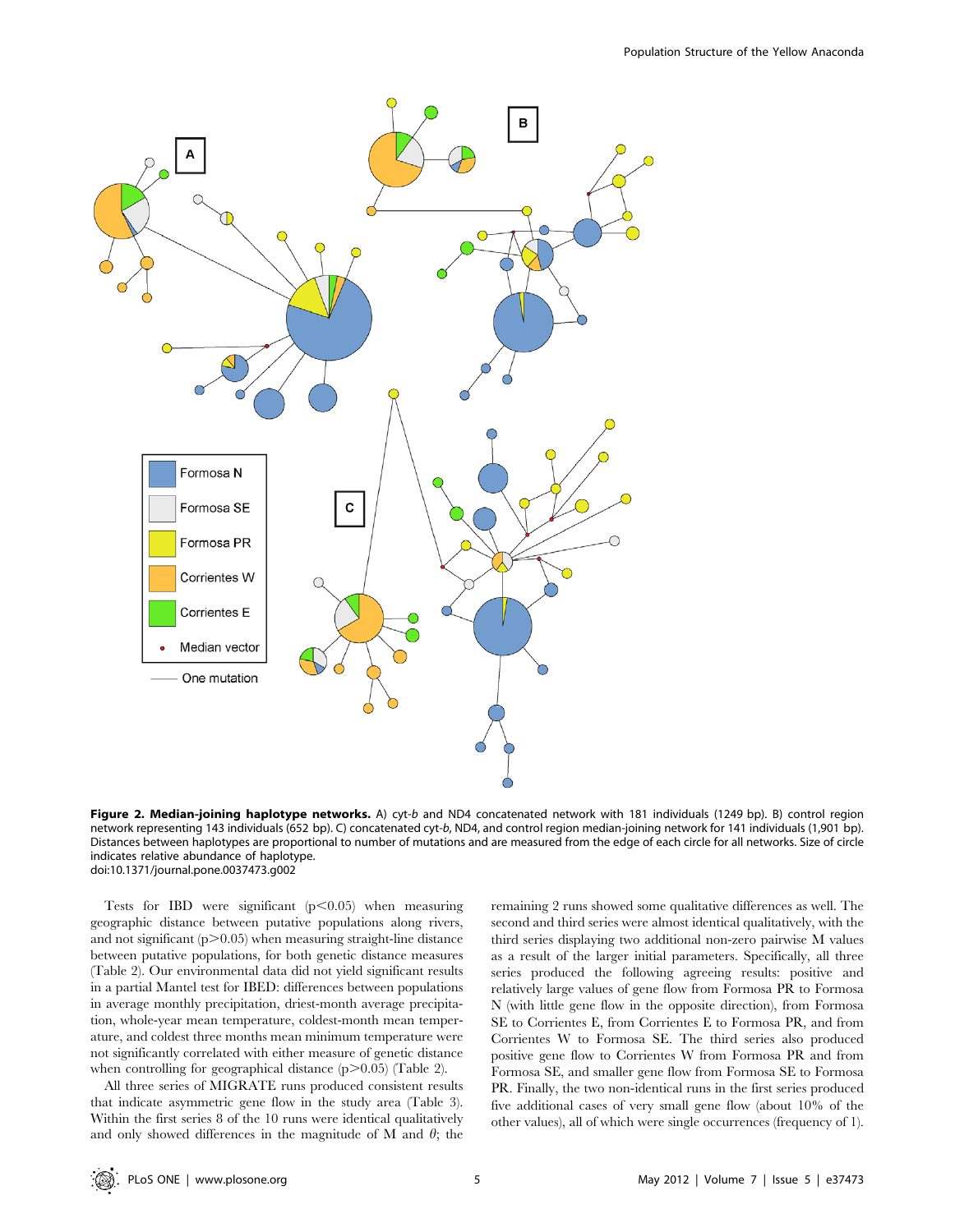**Figure 2. Median-joining haplotype networks.** A) cyt-*b* and ND4 concatenated network with 181 individuals (1249 bp). B) control region network representing 143 individuals (652 bp). C) concatenated cyt-*b*, ND4, and control region median-joining network for 141 individuals (1,901 bp). Distances between haplotypes are proportional to number of mutations and are measured from the edge of each circle for all networks. Size of circle indicates relative abundance of haplotype.
doi:10.1371/journal.pone.0037473.g002

Tests for IBD were significant ($p<0.05$) when measuring geographic distance between putative populations along rivers, and not significant ($p>0.05$) when measuring straight-line distance between putative populations, for both genetic distance measures (Table 2). Our environmental data did not yield significant results in a partial Mantel test for IBED: differences between populations in average monthly precipitation, driest-month average precipitation, whole-year mean temperature, coldest-month mean temperature, and coldest three months mean minimum temperature were not significantly correlated with either measure of genetic distance when controlling for geographical distance ($p>0.05$) (Table 2).

All three series of MIGRATE runs produced consistent results that indicate asymmetric gene flow in the study area (Table 3). Within the first series 8 of the 10 runs were identical qualitatively and only showed differences in the magnitude of M and $\theta$; the remaining 2 runs showed some qualitative differences as well. The second and third series were almost identical qualitatively, with the third series displaying two additional non-zero pairwise M values as a result of the larger initial parameters. Specifically, all three series produced the following agreeing results: positive and relatively large values of gene flow from Formosa PR to Formosa N (with little gene flow in the opposite direction), from Formosa SE to Corrientes E, from Corrientes E to Formosa PR, and from Corrientes W to Formosa SE. The third series also produced positive gene flow to Corrientes W from Formosa PR and from Formosa SE, and smaller gene flow from Formosa SE to Formosa PR. Finally, the two non-identical runs in the first series produced five additional cases of very small gene flow (about 10% of the other values), all of which were single occurrences (frequency of 1).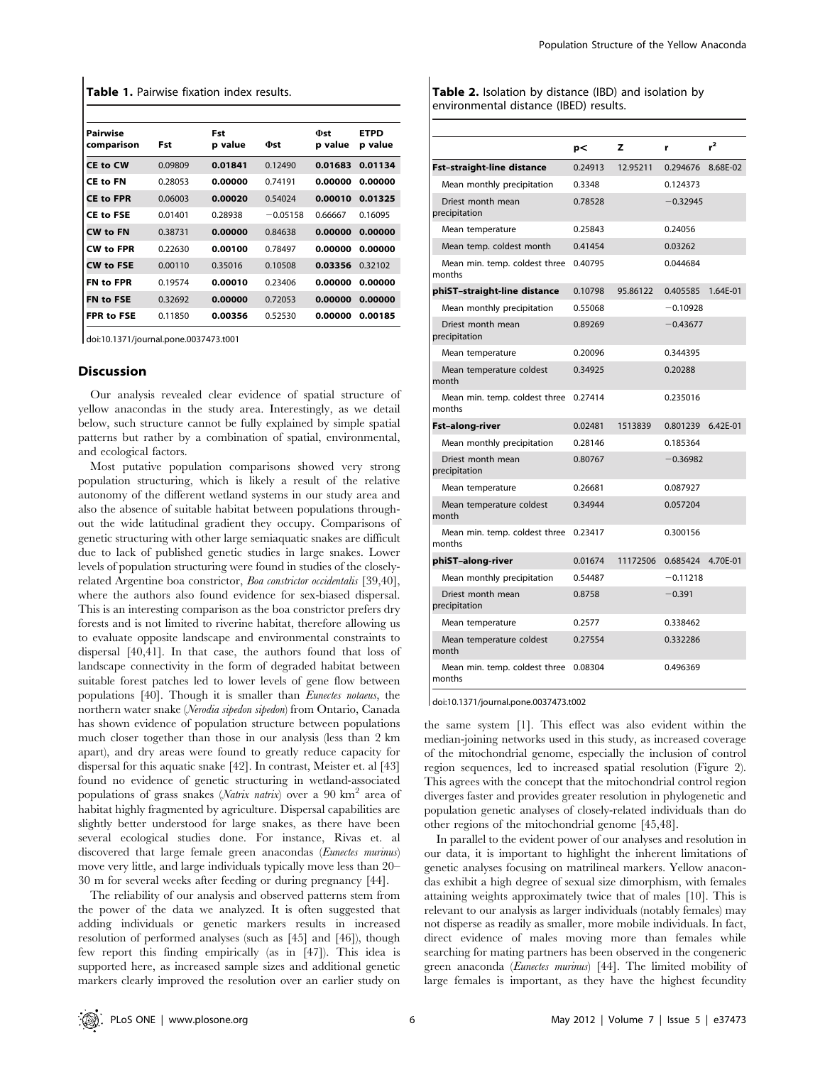**Table 1.** Pairwise fixation index results.

| Pairwise comparison | Fst | Fst p value | Φst | Φst p value | ETPD p value |
|---|---|---|---|---|---|
| **CE to CW** | 0.09809 | **0.01841** | 0.12490 | **0.01683** | **0.01134** |
| **CE to FN** | 0.28053 | **0.00000** | 0.74191 | **0.00000** | **0.00000** |
| **CE to FPR** | 0.06003 | **0.00020** | 0.54024 | **0.00010** | **0.01325** |
| **CE to FSE** | 0.01401 | 0.28938 | −0.05158 | 0.66667 | 0.16095 |
| **CW to FN** | 0.38731 | **0.00000** | 0.84638 | **0.00000** | **0.00000** |
| **CW to FPR** | 0.22630 | **0.00100** | 0.78497 | **0.00000** | **0.00000** |
| **CW to FSE** | 0.00110 | 0.35016 | 0.10508 | **0.03356** | 0.32102 |
| **FN to FPR** | 0.19574 | **0.00010** | 0.23406 | **0.00000** | **0.00000** |
| **FN to FSE** | 0.32692 | **0.00000** | 0.72053 | **0.00000** | **0.00000** |
| **FPR to FSE** | 0.11850 | **0.00356** | 0.52530 | **0.00000** | **0.00185** |

doi:10.1371/journal.pone.0037473.t001

**Table 2.** Isolation by distance (IBD) and isolation by environmental distance (IBED) results.

| | p< | Z | r | $r^2$ |
|---|---|---|---|---|
| **Fst–straight-line distance** | 0.24913 | 12.95211 | 0.294676 | 8.68E-02 |
| Mean monthly precipitation | 0.3348 | | 0.124373 | |
| Driest month mean precipitation | 0.78528 | | −0.32945 | |
| Mean temperature | 0.25843 | | 0.24056 | |
| Mean temp. coldest month | 0.41454 | | 0.03262 | |
| Mean min. temp. coldest three months | 0.40795 | | 0.044684 | |
| **phiST–straight-line distance** | 0.10798 | 95.86122 | 0.405585 | 1.64E-01 |
| Mean monthly precipitation | 0.55068 | | −0.10928 | |
| Driest month mean precipitation | 0.89269 | | −0.43677 | |
| Mean temperature | 0.20096 | | 0.344395 | |
| Mean temperature coldest month | 0.34925 | | 0.20288 | |
| Mean min. temp. coldest three months | 0.27414 | | 0.235016 | |
| **Fst–along-river** | 0.02481 | 1513839 | 0.801239 | 6.42E-01 |
| Mean monthly precipitation | 0.28146 | | 0.185364 | |
| Driest month mean precipitation | 0.80767 | | −0.36982 | |
| Mean temperature | 0.26681 | | 0.087927 | |
| Mean temperature coldest month | 0.34944 | | 0.057204 | |
| Mean min. temp. coldest three months | 0.23417 | | 0.300156 | |
| **phiST–along-river** | 0.01674 | 11172506 | 0.685424 | 4.70E-01 |
| Mean monthly precipitation | 0.54487 | | −0.11218 | |
| Driest month mean precipitation | 0.8758 | | −0.391 | |
| Mean temperature | 0.2577 | | 0.338462 | |
| Mean temperature coldest month | 0.27554 | | 0.332286 | |
| Mean min. temp. coldest three months | 0.08304 | | 0.496369 | |

doi:10.1371/journal.pone.0037473.t002

## Discussion

Our analysis revealed clear evidence of spatial structure of yellow anacondas in the study area. Interestingly, as we detail below, such structure cannot be fully explained by simple spatial patterns but rather by a combination of spatial, environmental, and ecological factors.

Most putative population comparisons showed very strong population structuring, which is likely a result of the relative autonomy of the different wetland systems in our study area and also the absence of suitable habitat between populations throughout the wide latitudinal gradient they occupy. Comparisons of genetic structuring with other large semiaquatic snakes are difficult due to lack of published genetic studies in large snakes. Lower levels of population structuring were found in studies of the closely-related Argentine boa constrictor, *Boa constrictor occidentalis* [39,40], where the authors also found evidence for sex-biased dispersal. This is an interesting comparison as the boa constrictor prefers dry forests and is not limited to riverine habitat, therefore allowing us to evaluate opposite landscape and environmental constraints to dispersal [40,41]. In that case, the authors found that loss of landscape connectivity in the form of degraded habitat between suitable forest patches led to lower levels of gene flow between populations [40]. Though it is smaller than *Eunectes notaeus*, the northern water snake (*Nerodia sipedon sipedon*) from Ontario, Canada has shown evidence of population structure between populations much closer together than those in our analysis (less than 2 km apart), and dry areas were found to greatly reduce capacity for dispersal for this aquatic snake [42]. In contrast, Meister et. al [43] found no evidence of genetic structuring in wetland-associated populations of grass snakes (*Natrix natrix*) over a 90 km$^2$ area of habitat highly fragmented by agriculture. Dispersal capabilities are slightly better understood for large snakes, as there have been several ecological studies done. For instance, Rivas et. al discovered that large female green anacondas (*Eunectes murinus*) move very little, and large individuals typically move less than 20–30 m for several weeks after feeding or during pregnancy [44].

The reliability of our analysis and observed patterns stem from the power of the data we analyzed. It is often suggested that adding individuals or genetic markers results in increased resolution of performed analyses (such as [45] and [46]), though few report this finding empirically (as in [47]). This idea is supported here, as increased sample sizes and additional genetic markers clearly improved the resolution over an earlier study on the same system [1]. This effect was also evident within the median-joining networks used in this study, as increased coverage of the mitochondrial genome, especially the inclusion of control region sequences, led to increased spatial resolution (Figure 2). This agrees with the concept that the mitochondrial control region diverges faster and provides greater resolution in phylogenetic and population genetic analyses of closely-related individuals than do other regions of the mitochondrial genome [45,48].

In parallel to the evident power of our analyses and resolution in our data, it is important to highlight the inherent limitations of genetic analyses focusing on matrilineal markers. Yellow anacondas exhibit a high degree of sexual size dimorphism, with females attaining weights approximately twice that of males [10]. This is relevant to our analysis as larger individuals (notably females) may not disperse as readily as smaller, more mobile individuals. In fact, direct evidence of males moving more than females while searching for mating partners has been observed in the congeneric green anaconda (*Eunectes murinus*) [44]. The limited mobility of large females is important, as they have the highest fecundity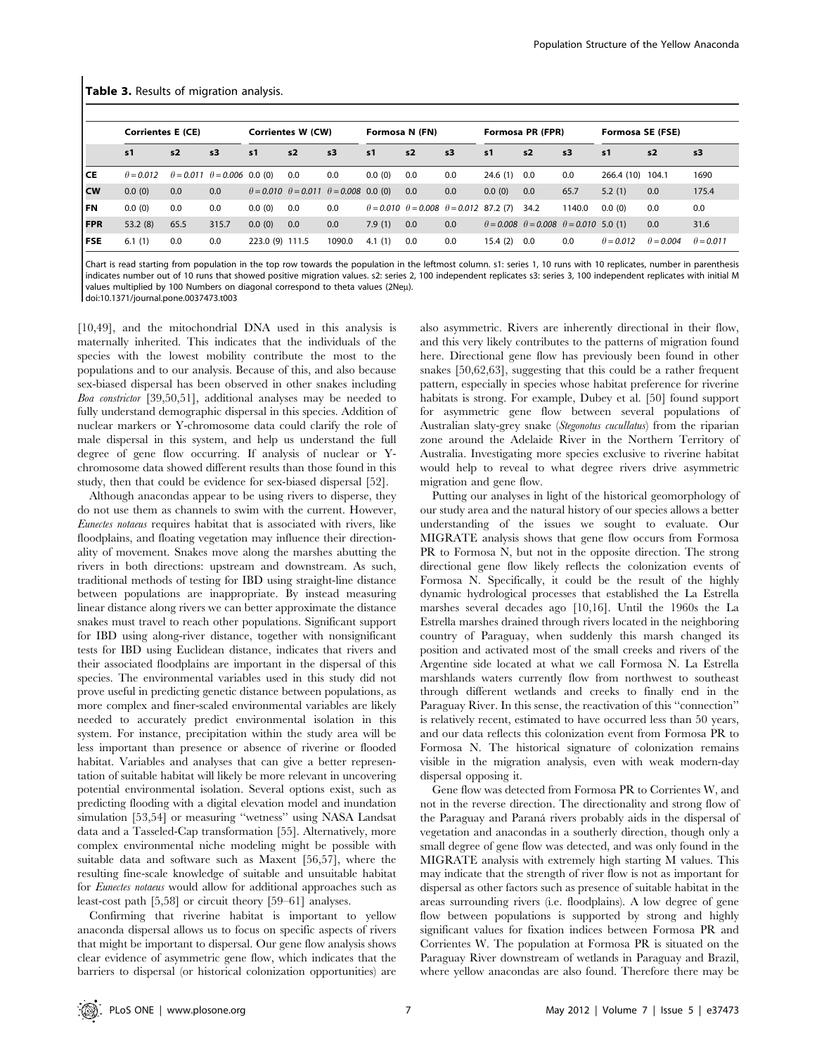**Table 3.** Results of migration analysis.

| | Corrientes E (CE) | | | Corrientes W (CW) | | | Formosa N (FN) | | | Formosa PR (FPR) | | | Formosa SE (FSE) | | |
|---|---|---|---|---|---|---|---|---|---|---|---|---|---|---|---|
| | s1 | s2 | s3 | s1 | s2 | s3 | s1 | s2 | s3 | s1 | s2 | s3 | s1 | s2 | s3 |
| **CE** | $\theta = 0.012$ | $\theta = 0.011$ | $\theta = 0.006$ | 0.0 (0) | 0.0 | 0.0 | 0.0 (0) | 0.0 | 0.0 | 24.6 (1) | 0.0 | 0.0 | 266.4 (10) | 104.1 | 1690 |
| **CW** | 0.0 (0) | 0.0 | 0.0 | $\theta = 0.010$ | $\theta = 0.011$ | $\theta = 0.008$ | 0.0 (0) | 0.0 | 0.0 | 0.0 (0) | 0.0 | 65.7 | 5.2 (1) | 0.0 | 175.4 |
| **FN** | 0.0 (0) | 0.0 | 0.0 | 0.0 (0) | 0.0 | 0.0 | $\theta = 0.010$ | $\theta = 0.008$ | $\theta = 0.012$ | 87.2 (7) | 34.2 | 1140.0 | 0.0 (0) | 0.0 | 0.0 |
| **FPR** | 53.2 (8) | 65.5 | 315.7 | 0.0 (0) | 0.0 | 0.0 | 7.9 (1) | 0.0 | 0.0 | $\theta = 0.008$ | $\theta = 0.008$ | $\theta = 0.010$ | 5.0 (1) | 0.0 | 31.6 |
| **FSE** | 6.1 (1) | 0.0 | 0.0 | 223.0 (9) | 111.5 | 1090.0 | 4.1 (1) | 0.0 | 0.0 | 15.4 (2) | 0.0 | 0.0 | $\theta = 0.012$ | $\theta = 0.004$ | $\theta = 0.011$ |

Chart is read starting from population in the top row towards the population in the leftmost column. s1: series 1, 10 runs with 10 replicates, number in parenthesis indicates number out of 10 runs that showed positive migration values. s2: series 2, 100 independent replicates s3: series 3, 100 independent replicates with initial M values multiplied by 100 Numbers on diagonal correspond to theta values (2Neμ).

doi:10.1371/journal.pone.0037473.t003

[10,49], and the mitochondrial DNA used in this analysis is maternally inherited. This indicates that the individuals of the species with the lowest mobility contribute the most to the populations and to our analysis. Because of this, and also because sex-biased dispersal has been observed in other snakes including *Boa constrictor* [39,50,51], additional analyses may be needed to fully understand demographic dispersal in this species. Addition of nuclear markers or Y-chromosome data could clarify the role of male dispersal in this system, and help us understand the full degree of gene flow occurring. If analysis of nuclear or Y-chromosome data showed different results than those found in this study, then that could be evidence for sex-biased dispersal [52].

Although anacondas appear to be using rivers to disperse, they do not use them as channels to swim with the current. However, *Eunectes notaeus* requires habitat that is associated with rivers, like floodplains, and floating vegetation may influence their directionality of movement. Snakes move along the marshes abutting the rivers in both directions: upstream and downstream. As such, traditional methods of testing for IBD using straight-line distance between populations are inappropriate. By instead measuring linear distance along rivers we can better approximate the distance snakes must travel to reach other populations. Significant support for IBD using along-river distance, together with nonsignificant tests for IBD using Euclidean distance, indicates that rivers and their associated floodplains are important in the dispersal of this species. The environmental variables used in this study did not prove useful in predicting genetic distance between populations, as more complex and finer-scaled environmental variables are likely needed to accurately predict environmental isolation in this system. For instance, precipitation within the study area will be less important than presence or absence of riverine or flooded habitat. Variables and analyses that can give a better representation of suitable habitat will likely be more relevant in uncovering potential environmental isolation. Several options exist, such as predicting flooding with a digital elevation model and inundation simulation [53,54] or measuring "wetness" using NASA Landsat data and a Tasseled-Cap transformation [55]. Alternatively, more complex environmental niche modeling might be possible with suitable data and software such as Maxent [56,57], where the resulting fine-scale knowledge of suitable and unsuitable habitat for *Eunectes notaeus* would allow for additional approaches such as least-cost path [5,58] or circuit theory [59–61] analyses.

Confirming that riverine habitat is important to yellow anaconda dispersal allows us to focus on specific aspects of rivers that might be important to dispersal. Our gene flow analysis shows clear evidence of asymmetric gene flow, which indicates that the barriers to dispersal (or historical colonization opportunities) are also asymmetric. Rivers are inherently directional in their flow, and this very likely contributes to the patterns of migration found here. Directional gene flow has previously been found in other snakes [50,62,63], suggesting that this could be a rather frequent pattern, especially in species whose habitat preference for riverine habitats is strong. For example, Dubey et al. [50] found support for asymmetric gene flow between several populations of Australian slaty-grey snake (*Stegonotus cucullatus*) from the riparian zone around the Adelaide River in the Northern Territory of Australia. Investigating more species exclusive to riverine habitat would help to reveal to what degree rivers drive asymmetric migration and gene flow.

Putting our analyses in light of the historical geomorphology of our study area and the natural history of our species allows a better understanding of the issues we sought to evaluate. Our MIGRATE analysis shows that gene flow occurs from Formosa PR to Formosa N, but not in the opposite direction. The strong directional gene flow likely reflects the colonization events of Formosa N. Specifically, it could be the result of the highly dynamic hydrological processes that established the La Estrella marshes several decades ago [10,16]. Until the 1960s the La Estrella marshes drained through rivers located in the neighboring country of Paraguay, when suddenly this marsh changed its position and activated most of the small creeks and rivers of the Argentine side located at what we call Formosa N. La Estrella marshlands waters currently flow from northwest to southeast through different wetlands and creeks to finally end in the Paraguay River. In this sense, the reactivation of this "connection" is relatively recent, estimated to have occurred less than 50 years, and our data reflects this colonization event from Formosa PR to Formosa N. The historical signature of colonization remains visible in the migration analysis, even with weak modern-day dispersal opposing it.

Gene flow was detected from Formosa PR to Corrientes W, and not in the reverse direction. The directionality and strong flow of the Paraguay and Paraná rivers probably aids in the dispersal of vegetation and anacondas in a southerly direction, though only a small degree of gene flow was detected, and was only found in the MIGRATE analysis with extremely high starting M values. This may indicate that the strength of river flow is not as important for dispersal as other factors such as presence of suitable habitat in the areas surrounding rivers (i.e. floodplains). A low degree of gene flow between populations is supported by strong and highly significant values for fixation indices between Formosa PR and Corrientes W. The population at Formosa PR is situated on the Paraguay River downstream of wetlands in Paraguay and Brazil, where yellow anacondas are also found. Therefore there may be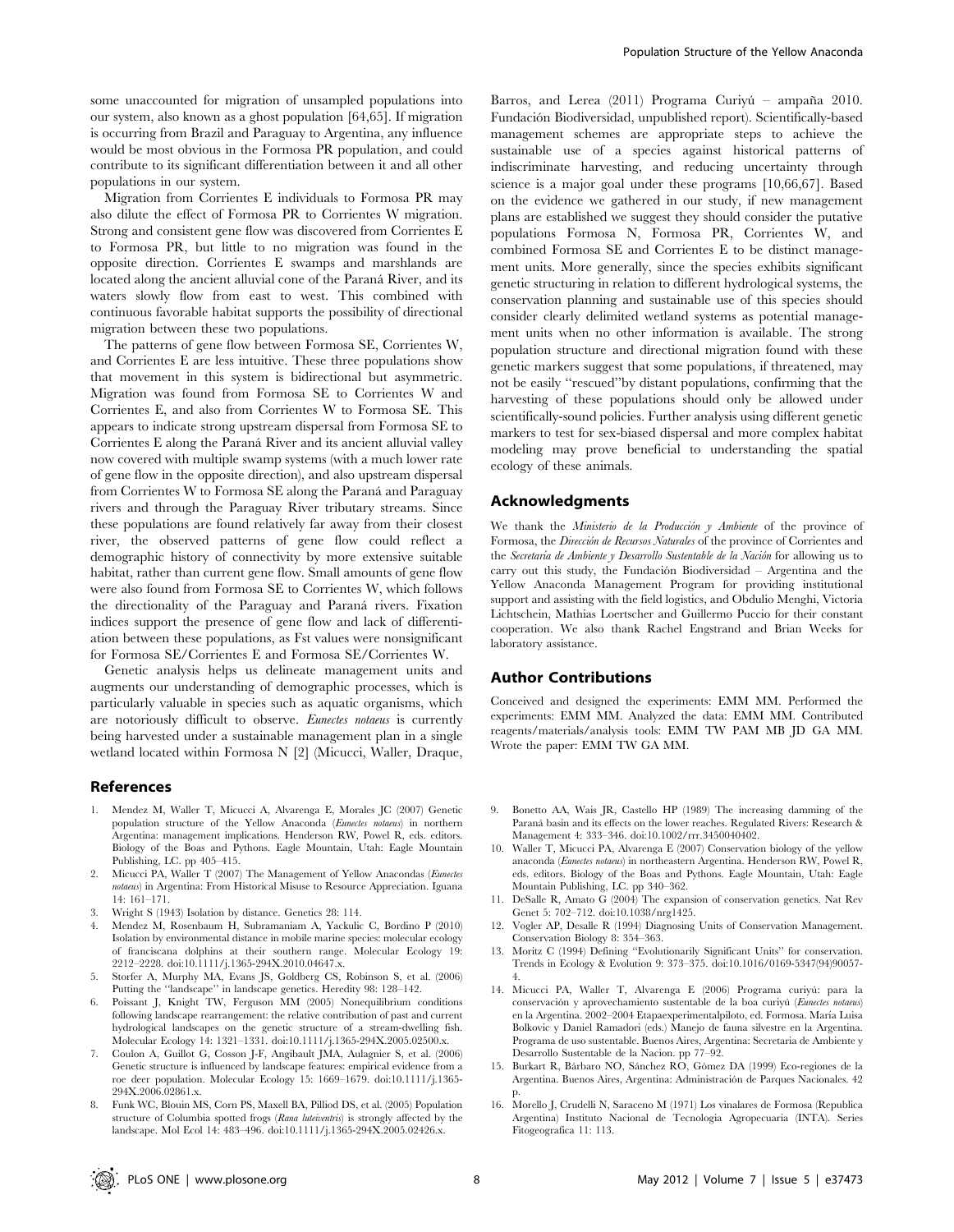some unaccounted for migration of unsampled populations into our system, also known as a ghost population [64,65]. If migration is occurring from Brazil and Paraguay to Argentina, any influence would be most obvious in the Formosa PR population, and could contribute to its significant differentiation between it and all other populations in our system.

Migration from Corrientes E individuals to Formosa PR may also dilute the effect of Formosa PR to Corrientes W migration. Strong and consistent gene flow was discovered from Corrientes E to Formosa PR, but little to no migration was found in the opposite direction. Corrientes E swamps and marshlands are located along the ancient alluvial cone of the Paraná River, and its waters slowly flow from east to west. This combined with continuous favorable habitat supports the possibility of directional migration between these two populations.

The patterns of gene flow between Formosa SE, Corrientes W, and Corrientes E are less intuitive. These three populations show that movement in this system is bidirectional but asymmetric. Migration was found from Formosa SE to Corrientes W and Corrientes E, and also from Corrientes W to Formosa SE. This appears to indicate strong upstream dispersal from Formosa SE to Corrientes E along the Paraná River and its ancient alluvial valley now covered with multiple swamp systems (with a much lower rate of gene flow in the opposite direction), and also upstream dispersal from Corrientes W to Formosa SE along the Paraná and Paraguay rivers and through the Paraguay River tributary streams. Since these populations are found relatively far away from their closest river, the observed patterns of gene flow could reflect a demographic history of connectivity by more extensive suitable habitat, rather than current gene flow. Small amounts of gene flow were also found from Formosa SE to Corrientes W, which follows the directionality of the Paraguay and Paraná rivers. Fixation indices support the presence of gene flow and lack of differentiation between these populations, as Fst values were nonsignificant for Formosa SE/Corrientes E and Formosa SE/Corrientes W.

Genetic analysis helps us delineate management units and augments our understanding of demographic processes, which is particularly valuable in species such as aquatic organisms, which are notoriously difficult to observe. *Eunectes notaeus* is currently being harvested under a sustainable management plan in a single wetland located within Formosa N [2] (Micucci, Waller, Draque, Barros, and Lerea (2011) Programa Curiyú – ampaña 2010. Fundación Biodiversidad, unpublished report). Scientifically-based management schemes are appropriate steps to achieve the sustainable use of a species against historical patterns of indiscriminate harvesting, and reducing uncertainty through science is a major goal under these programs [10,66,67]. Based on the evidence we gathered in our study, if new management plans are established we suggest they should consider the putative populations Formosa N, Formosa PR, Corrientes W, and combined Formosa SE and Corrientes E to be distinct management units. More generally, since the species exhibits significant genetic structuring in relation to different hydrological systems, the conservation planning and sustainable use of this species should consider clearly delimited wetland systems as potential management units when no other information is available. The strong population structure and directional migration found with these genetic markers suggest that some populations, if threatened, may not be easily ''rescued''by distant populations, confirming that the harvesting of these populations should only be allowed under scientifically-sound policies. Further analysis using different genetic markers to test for sex-biased dispersal and more complex habitat modeling may prove beneficial to understanding the spatial ecology of these animals.

## Acknowledgments

We thank the *Ministerio de la Producción y Ambiente* of the province of Formosa, the *Dirección de Recursos Naturales* of the province of Corrientes and the *Secretaría de Ambiente y Desarrollo Sustentable de la Nación* for allowing us to carry out this study, the Fundación Biodiversidad – Argentina and the Yellow Anaconda Management Program for providing institutional support and assisting with the field logistics, and Obdulio Menghi, Victoria Lichtschein, Mathias Loertscher and Guillermo Puccio for their constant cooperation. We also thank Rachel Engstrand and Brian Weeks for laboratory assistance.

## Author Contributions

Conceived and designed the experiments: EMM MM. Performed the experiments: EMM MM. Analyzed the data: EMM MM. Contributed reagents/materials/analysis tools: EMM TW PAM MB JD GA MM. Wrote the paper: EMM TW GA MM.

## References

1. Mendez M, Waller T, Micucci A, Alvarenga E, Morales JC (2007) Genetic population structure of the Yellow Anaconda (*Eunectes notaeus*) in northern Argentina: management implications. Henderson RW, Powel R, eds. editors. Biology of the Boas and Pythons. Eagle Mountain, Utah: Eagle Mountain Publishing, LC. pp 405–415.
2. Micucci PA, Waller T (2007) The Management of Yellow Anacondas (*Eunectes notaeus*) in Argentina: From Historical Misuse to Resource Appreciation. Iguana 14: 161–171.
3. Wright S (1943) Isolation by distance. Genetics 28: 114.
4. Mendez M, Rosenbaum H, Subramaniam A, Yackulic C, Bordino P (2010) Isolation by environmental distance in mobile marine species: molecular ecology of franciscana dolphins at their southern range. Molecular Ecology 19: 2212–2228. doi:10.1111/j.1365-294X.2010.04647.x.
5. Storfer A, Murphy MA, Evans JS, Goldberg CS, Robinson S, et al. (2006) Putting the ''landscape'' in landscape genetics. Heredity 98: 128–142.
6. Poissant J, Knight TW, Ferguson MM (2005) Nonequilibrium conditions following landscape rearrangement: the relative contribution of past and current hydrological landscapes on the genetic structure of a stream-dwelling fish. Molecular Ecology 14: 1321–1331. doi:10.1111/j.1365-294X.2005.02500.x.
7. Coulon A, Guillot G, Cosson J-F, Angibault JMA, Aulagnier S, et al. (2006) Genetic structure is influenced by landscape features: empirical evidence from a roe deer population. Molecular Ecology 15: 1669–1679. doi:10.1111/j.1365-294X.2006.02861.x.
8. Funk WC, Blouin MS, Corn PS, Maxell BA, Pilliod DS, et al. (2005) Population structure of Columbia spotted frogs (*Rana luteiventris*) is strongly affected by the landscape. Mol Ecol 14: 483–496. doi:10.1111/j.1365-294X.2005.02426.x.
9. Bonetto AA, Wais JR, Castello HP (1989) The increasing damming of the Paraná basin and its effects on the lower reaches. Regulated Rivers: Research & Management 4: 333–346. doi:10.1002/rrr.3450040402.
10. Waller T, Micucci PA, Alvarenga E (2007) Conservation biology of the yellow anaconda (*Eunectes notaeus*) in northeastern Argentina. Henderson RW, Powel R, eds. editors. Biology of the Boas and Pythons. Eagle Mountain, Utah: Eagle Mountain Publishing, LC. pp 340–362.
11. DeSalle R, Amato G (2004) The expansion of conservation genetics. Nat Rev Genet 5: 702–712. doi:10.1038/nrg1425.
12. Vogler AP, Desalle R (1994) Diagnosing Units of Conservation Management. Conservation Biology 8: 354–363.
13. Moritz C (1994) Defining ''Evolutionarily Significant Units'' for conservation. Trends in Ecology & Evolution 9: 373–375. doi:10.1016/0169-5347(94)90057-4.
14. Micucci PA, Waller T, Alvarenga E (2006) Programa curiyú: para la conservación y aprovechamiento sustentable de la boa curiyú (*Eunectes notaeus*) en la Argentina. 2002–2004 Etapaexperimentalpiloto, ed. Formosa. María Luisa Bolkovic y Daniel Ramadori (eds.) Manejo de fauna silvestre en la Argentina. Programa de uso sustentable. Buenos Aires, Argentina: Secretaria de Ambiente y Desarrollo Sustentable de la Nacion. pp 77–92.
15. Burkart R, Bárbaro NO, Sánchez RO, Gómez DA (1999) Eco-regiones de la Argentina. Buenos Aires, Argentina: Administración de Parques Nacionales. 42 p.
16. Morello J, Crudelli N, Saraceno M (1971) Los vinalares de Formosa (Republica Argentina) Instituto Nacional de Tecnologia Agropecuaria (INTA). Series Fitogeografica 11: 113.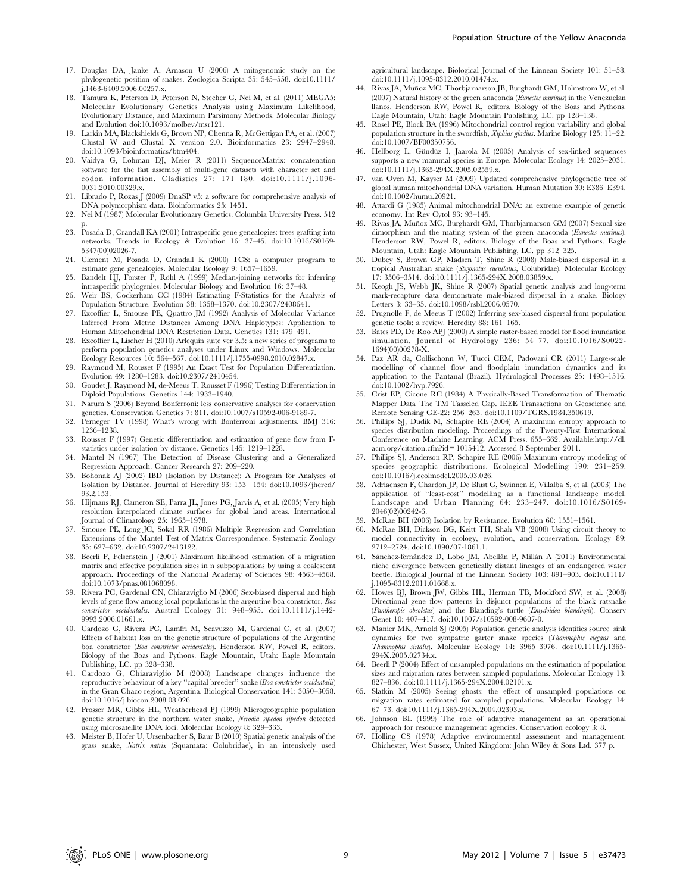17. Douglas DA, Janke A, Arnason U (2006) A mitogenomic study on the phylogenetic position of snakes. Zoologica Scripta 35: 545–558. doi:10.1111/j.1463-6409.2006.00257.x.
18. Tamura K, Peterson D, Peterson N, Stecher G, Nei M, et al. (2011) MEGA5: Molecular Evolutionary Genetics Analysis using Maximum Likelihood, Evolutionary Distance, and Maximum Parsimony Methods. Molecular Biology and Evolution doi:10.1093/molbev/msr121.
19. Larkin MA, Blackshields G, Brown NP, Chenna R, McGettigan PA, et al. (2007) Clustal W and Clustal X version 2.0. Bioinformatics 23: 2947–2948. doi:10.1093/bioinformatics/btm404.
20. Vaidya G, Lohman DJ, Meier R (2011) SequenceMatrix: concatenation software for the fast assembly of multi-gene datasets with character set and codon information. Cladistics 27: 171–180. doi:10.1111/j.1096-0031.2010.00329.x.
21. Librado P, Rozas J (2009) DnaSP v5: a software for comprehensive analysis of DNA polymorphism data. Bioinformatics 25: 1451.
22. Nei M (1987) Molecular Evolutionary Genetics. Columbia University Press. 512 p.
23. Posada D, Crandall KA (2001) Intraspecific gene genealogies: trees grafting into networks. Trends in Ecology & Evolution 16: 37–45. doi:10.1016/S0169-5347(00)02026-7.
24. Clement M, Posada D, Crandall K (2000) TCS: a computer program to estimate gene genealogies. Molecular Ecology 9: 1657–1659.
25. Bandelt HJ, Forster P, Röhl A (1999) Median-joining networks for inferring intraspecific phylogenies. Molecular Biology and Evolution 16: 37–48.
26. Weir BS, Cockerham CC (1984) Estimating F-Statistics for the Analysis of Population Structure. Evolution 38: 1358–1370. doi:10.2307/2408641.
27. Excoffier L, Smouse PE, Quattro JM (1992) Analysis of Molecular Variance Inferred From Metric Distances Among DNA Haplotypes: Application to Human Mitochondrial DNA Restriction Data. Genetics 131: 479–491.
28. Excoffier L, Lischer H (2010) Arlequin suite ver 3.5: a new series of programs to perform population genetics analyses under Linux and Windows. Molecular Ecology Resources 10: 564–567. doi:10.1111/j.1755-0998.2010.02847.x.
29. Raymond M, Rousset F (1995) An Exact Test for Population Differentiation. Evolution 49: 1280–1283. doi:10.2307/2410454.
30. Goudet J, Raymond M, de-Meeus T, Rousset F (1996) Testing Differentiation in Diploid Populations. Genetics 144: 1933–1940.
31. Narum S (2006) Beyond Bonferroni: less conservative analyses for conservation genetics. Conservation Genetics 7: 811. doi:10.1007/s10592-006-9189-7.
32. Perneger TV (1998) What's wrong with Bonferroni adjustments. BMJ 316: 1236–1238.
33. Rousset F (1997) Genetic differentiation and estimation of gene flow from F-statistics under isolation by distance. Genetics 145: 1219–1228.
34. Mantel N (1967) The Detection of Disease Clustering and a Generalized Regression Approach. Cancer Research 27: 209–220.
35. Bohonak AJ (2002) IBD (Isolation by Distance): A Program for Analyses of Isolation by Distance. Journal of Heredity 93: 153 –154: doi:10.1093/jhered/93.2.153.
36. Hijmans RJ, Cameron SE, Parra JL, Jones PG, Jarvis A, et al. (2005) Very high resolution interpolated climate surfaces for global land areas. International Journal of Climatology 25: 1965–1978.
37. Smouse PE, Long JC, Sokal RR (1986) Multiple Regression and Correlation Extensions of the Mantel Test of Matrix Correspondence. Systematic Zoology 35: 627–632. doi:10.2307/2413122.
38. Beerli P, Felsenstein J (2001) Maximum likelihood estimation of a migration matrix and effective population sizes in n subpopulations by using a coalescent approach. Proceedings of the National Academy of Sciences 98: 4563–4568. doi:10.1073/pnas.081068098.
39. Rivera PC, Gardenal CN, Chiaraviglio M (2006) Sex-biased dispersal and high levels of gene flow among local populations in the argentine boa constrictor, *Boa constrictor occidentalis*. Austral Ecology 31: 948–955. doi:10.1111/j.1442-9993.2006.01661.x.
40. Cardozo G, Rivera PC, Lamfri M, Scavuzzo M, Gardenal C, et al. (2007) Effects of habitat loss on the genetic structure of populations of the Argentine boa constrictor (*Boa constrictor occidentalis*). Henderson RW, Powel R, editors. Biology of the Boas and Pythons. Eagle Mountain, Utah: Eagle Mountain Publishing, LC. pp 328–338.
41. Cardozo G, Chiaraviglio M (2008) Landscape changes influence the reproductive behaviour of a key "capital breeder" snake (*Boa constrictor occidentalis*) in the Gran Chaco region, Argentina. Biological Conservation 141: 3050–3058. doi:10.1016/j.biocon.2008.08.026.
42. Prosser MR, Gibbs HL, Weatherhead PJ (1999) Microgeographic population genetic structure in the northern water snake, *Nerodia sipedon sipedon* detected using microsatellite DNA loci. Molecular Ecology 8: 329–333.
43. Meister B, Hofer U, Ursenbacher S, Baur B (2010) Spatial genetic analysis of the grass snake, *Natrix natrix* (Squamata: Colubridae), in an intensively used agricultural landscape. Biological Journal of the Linnean Society 101: 51–58. doi:10.1111/j.1095-8312.2010.01474.x.
44. Rivas JA, Muñoz MC, Thorbjarnarson JB, Burghardt GM, Holmstrom W, et al. (2007) Natural history of the green anaconda (*Eunectes murinus*) in the Venezuelan llanos. Henderson RW, Powel R, editors. Biology of the Boas and Pythons. Eagle Mountain, Utah: Eagle Mountain Publishing, LC. pp 128–138.
45. Rosel PE, Block BA (1996) Mitochondrial control region variability and global population structure in the swordfish, *Xiphias gladius*. Marine Biology 125: 11–22. doi:10.1007/BF00350756.
46. Hellborg L, Gündüz I, Jaarola M (2005) Analysis of sex-linked sequences supports a new mammal species in Europe. Molecular Ecology 14: 2025–2031. doi:10.1111/j.1365-294X.2005.02559.x.
47. van Oven M, Kayser M (2009) Updated comprehensive phylogenetic tree of global human mitochondrial DNA variation. Human Mutation 30: E386–E394. doi:10.1002/humu.20921.
48. Attardi G (1985) Animal mitochondrial DNA: an extreme example of genetic economy. Int Rev Cytol 93: 93–145.
49. Rivas JA, Muñoz MC, Burghardt GM, Thorbjarnarson GM (2007) Sexual size dimorphism and the mating system of the green anaconda (*Eunectes murinus*). Henderson RW, Powel R, editors. Biology of the Boas and Pythons. Eagle Mountain, Utah: Eagle Mountain Publishing, LC. pp 312–325.
50. Dubey S, Brown GP, Madsen T, Shine R (2008) Male-biased dispersal in a tropical Australian snake (*Stegonotus cucullatus*, Colubridae). Molecular Ecology 17: 3506–3514. doi:10.1111/j.1365-294X.2008.03859.x.
51. Keogh JS, Webb JK, Shine R (2007) Spatial genetic analysis and long-term mark-recapture data demonstrate male-biased dispersal in a snake. Biology Letters 3: 33–35. doi:10.1098/rsbl.2006.0570.
52. Prugnolle F, de Meeus T (2002) Inferring sex-biased dispersal from population genetic tools: a review. Heredity 88: 161–165.
53. Bates PD, De Roo APJ (2000) A simple raster-based model for flood inundation simulation. Journal of Hydrology 236: 54–77. doi:10.1016/S0022-1694(00)00278-X.
54. Paz AR da, Collischonn W, Tucci CEM, Padovani CR (2011) Large-scale modelling of channel flow and floodplain inundation dynamics and its application to the Pantanal (Brazil). Hydrological Processes 25: 1498–1516. doi:10.1002/hyp.7926.
55. Crist EP, Cicone RC (1984) A Physically-Based Transformation of Thematic Mapper Data–The TM Tasseled Cap. IEEE Transactions on Geoscience and Remote Sensing GE-22: 256–263. doi:10.1109/TGRS.1984.350619.
56. Phillips SJ, Dudik M, Schapire RE (2004) A maximum entropy approach to species distribution modeling. Proceedings of the Twenty-First International Conference on Machine Learning. ACM Press. 655–662. Available:http://dl.acm.org/citation.cfm?id = 1015412. Accessed 8 September 2011.
57. Phillips SJ, Anderson RP, Schapire RE (2006) Maximum entropy modeling of species geographic distributions. Ecological Modelling 190: 231–259. doi:10.1016/j.ecolmodel.2005.03.026.
58. Adriaensen F, Chardon JP, De Blust G, Swinnen E, Villalba S, et al. (2003) The application of "least-cost" modelling as a functional landscape model. Landscape and Urban Planning 64: 233–247. doi:10.1016/S0169-2046(02)00242-6.
59. McRae BH (2006) Isolation by Resistance. Evolution 60: 1551–1561.
60. McRae BH, Dickson BG, Keitt TH, Shah VB (2008) Using circuit theory to model connectivity in ecology, evolution, and conservation. Ecology 89: 2712–2724. doi:10.1890/07-1861.1.
61. Sánchez-fernández D, Lobo JM, Abellán P, Millán A (2011) Environmental niche divergence between genetically distant lineages of an endangered water beetle. Biological Journal of the Linnean Society 103: 891–903. doi:10.1111/j.1095-8312.2011.01668.x.
62. Howes BJ, Brown JW, Gibbs HL, Herman TB, Mockford SW, et al. (2008) Directional gene flow patterns in disjunct populations of the black ratsnake (*Pantheropis obsoletus*) and the Blanding's turtle (*Emydoidea blandingii*). Conserv Genet 10: 407–417. doi:10.1007/s10592-008-9607-0.
63. Manier MK, Arnold SJ (2005) Population genetic analysis identifies source–sink dynamics for two sympatric garter snake species (*Thamnophis elegans* and *Thamnophis sirtalis*). Molecular Ecology 14: 3965–3976. doi:10.1111/j.1365-294X.2005.02734.x.
64. Beerli P (2004) Effect of unsampled populations on the estimation of population sizes and migration rates between sampled populations. Molecular Ecology 13: 827–836. doi:10.1111/j.1365-294X.2004.02101.x.
65. Slatkin M (2005) Seeing ghosts: the effect of unsampled populations on migration rates estimated for sampled populations. Molecular Ecology 14: 67–73. doi:10.1111/j.1365-294X.2004.02393.x.
66. Johnson BL (1999) The role of adaptive management as an operational approach for resource management agencies. Conservation ecology 3: 8.
67. Holling CS (1978) Adaptive environmental assessment and management. Chichester, West Sussex, United Kingdom: John Wiley & Sons Ltd. 377 p.